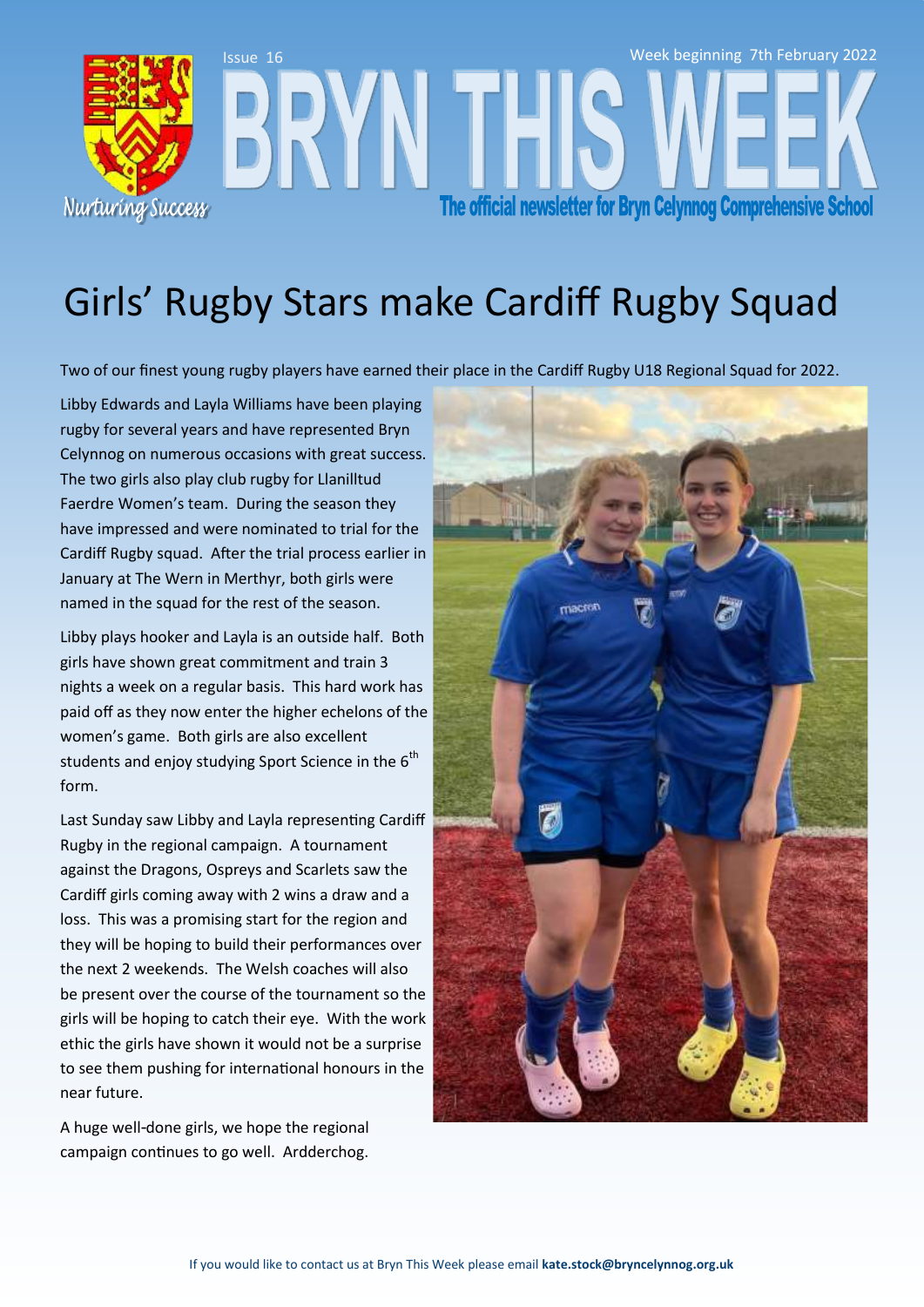Issue 16

Week beginning 7th February 2022

# BRYN THIS WEEK

Nurturing Success

**The official newsletter for Bryn Celynnog Comprehensive School**

## Girls' Rugby Stars make Cardiff Rugby Squad

Two of our finest young rugby players have earned their place in the Cardiff Rugby U18 Regional Squad for 2022.

Libby Edwards and Layla Williams have been playing rugby for several years and have represented Bryn Celynnog on numerous occasions with great success. The two girls also play club rugby for Llanilltud Faerdre Women's team. During the season they have impressed and were nominated to trial for the Cardiff Rugby squad. After the trial process earlier in January at The Wern in Merthyr, both girls were named in the squad for the rest of the season.

Libby plays hooker and Layla is an outside half. Both girls have shown great commitment and train 3 nights a week on a regular basis. This hard work has paid off as they now enter the higher echelons of the women's game. Both girls are also excellent students and enjoy studying Sport Science in the 6th form.

Last Sunday saw Libby and Layla representing Cardiff Rugby in the regional campaign. A tournament against the Dragons, Ospreys and Scarlets saw the Cardiff girls coming away with 2 wins a draw and a loss. This was a promising start for the region and they will be hoping to build their performances over the next 2 weekends. The Welsh coaches will also be present over the course of the tournament so the girls will be hoping to catch their eye. With the work ethic the girls have shown it would not be a surprise to see them pushing for international honours in the near future.

A huge well-done girls, we hope the regional campaign continues to go well. Ardderchog.

If you would like to contact us at Bryn This Week please email **kate.stock@bryncelynnog.org.uk**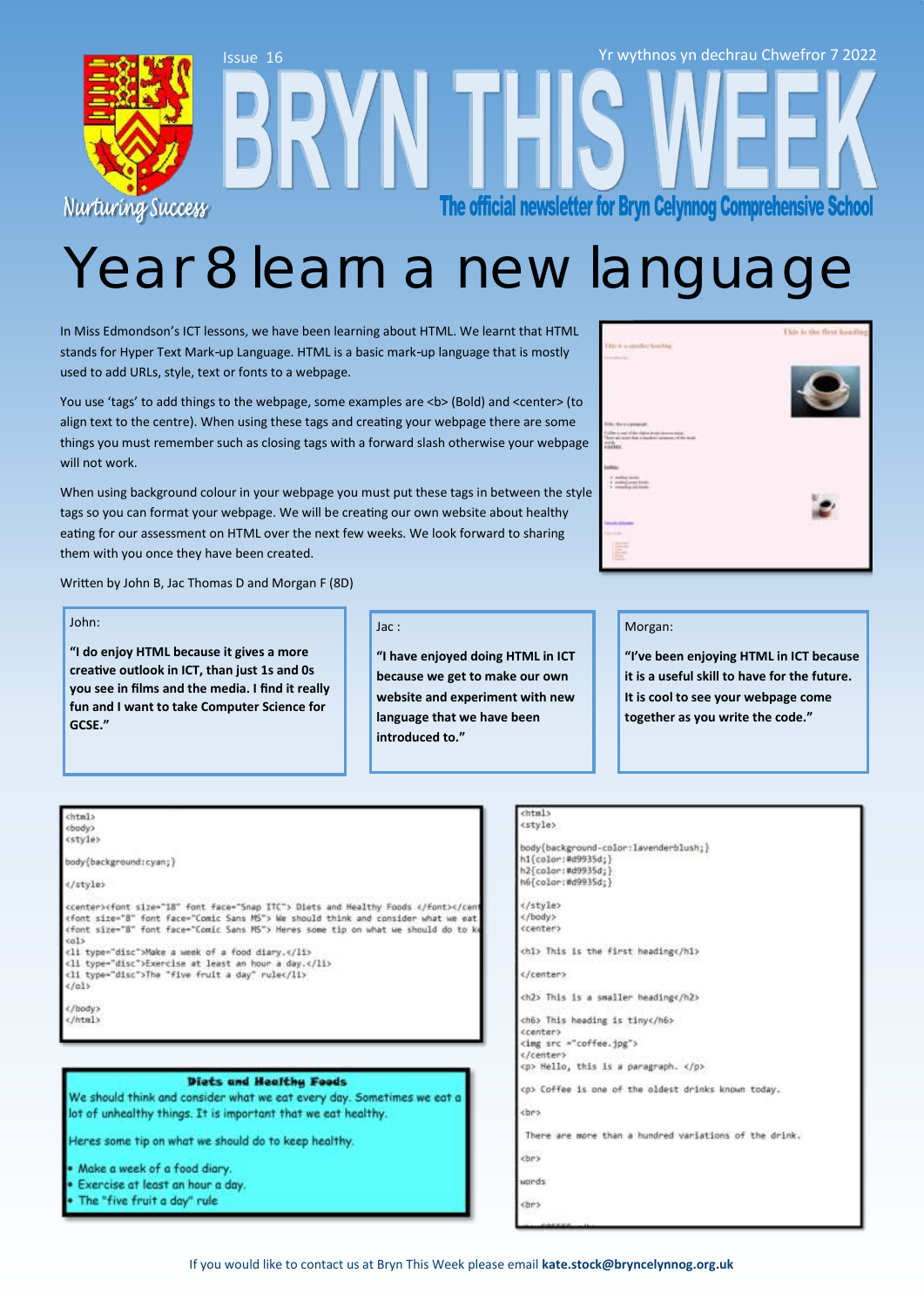Issue 16

Yr wythnos yn dechrau Chwefror 7 2022

# BRYN THIS WEEK

Nurturing Success

The official newsletter for Bryn Celynnog Comprehensive School

# Year 8 learn a new language

In Miss Edmondson's ICT lessons, we have been learning about HTML. We learnt that HTML stands for Hyper Text Mark-up Language. HTML is a basic mark-up language that is mostly used to add URLs, style, text or fonts to a webpage.

You use 'tags' to add things to the webpage, some examples are <b> (Bold) and <center> (to align text to the centre). When using these tags and creating your webpage there are some things you must remember such as closing tags with a forward slash otherwise your webpage will not work.

When using background colour in your webpage you must put these tags in between the style tags so you can format your webpage. We will be creating our own website about healthy eating for our assessment on HTML over the next few weeks. We look forward to sharing them with you once they have been created.

Written by John B, Jac Thomas D and Morgan F (8D)

John:

**"I do enjoy HTML because it gives a more creative outlook in ICT, than just 1s and 0s you see in films and the media. I find it really fun and I want to take Computer Science for GCSE."**

Jac :

**"I have enjoyed doing HTML in ICT because we get to make our own website and experiment with new language that we have been introduced to."**

Morgan:

**"I've been enjoying HTML in ICT because it is a useful skill to have for the future. It is cool to see your webpage come together as you write the code."**

```
<html>
<body>
<style>

body{background:cyan;}

</style>

<center><font size="18" font face="Snap ITC"> Diets and Healthy Foods </font></cen
<font size="8" font face="Comic Sans MS"> We should think and consider what we eat
<font size="8" font face="Comic Sans MS"> Heres some tip on what we should do to k
<ol>
<li type="disc">Make a week of a food diary.</li>
<li type="disc">Exercise at least an hour a day.</li>
<li type="disc">The "five fruit a day" rule</li>
</ol>

</body>
</html>
```

**Diets and Healthy Foods**

We should think and consider what we eat every day. Sometimes we eat a lot of unhealthy things. It is important that we eat healthy.

Heres some tip on what we should do to keep healthy.

- Make a week of a food diary.
- Exercise at least an hour a day.
- The "five fruit a day" rule

```
<html>
<style>

body{background-color:lavenderblush;}
h1{color:#d9935d;}
h2{color:#d9935d;}
h6{color:#d9935d;}

</style>
</body>
<center>

<h1> This is the first heading</h1>

</center>

<h2> This is a smaller heading</h2>

<h6> This heading is tiny</h6>
<center>
<img src ="coffee.jpg">
</center>
<p> Hello, this is a paragraph. </p>

<p> Coffee is one of the oldest drinks known today.

<br>

 There are more than a hundred variations of the drink.

<br>

words

<br>
```

If you would like to contact us at Bryn This Week please email **kate.stock@bryncelynnog.org.uk**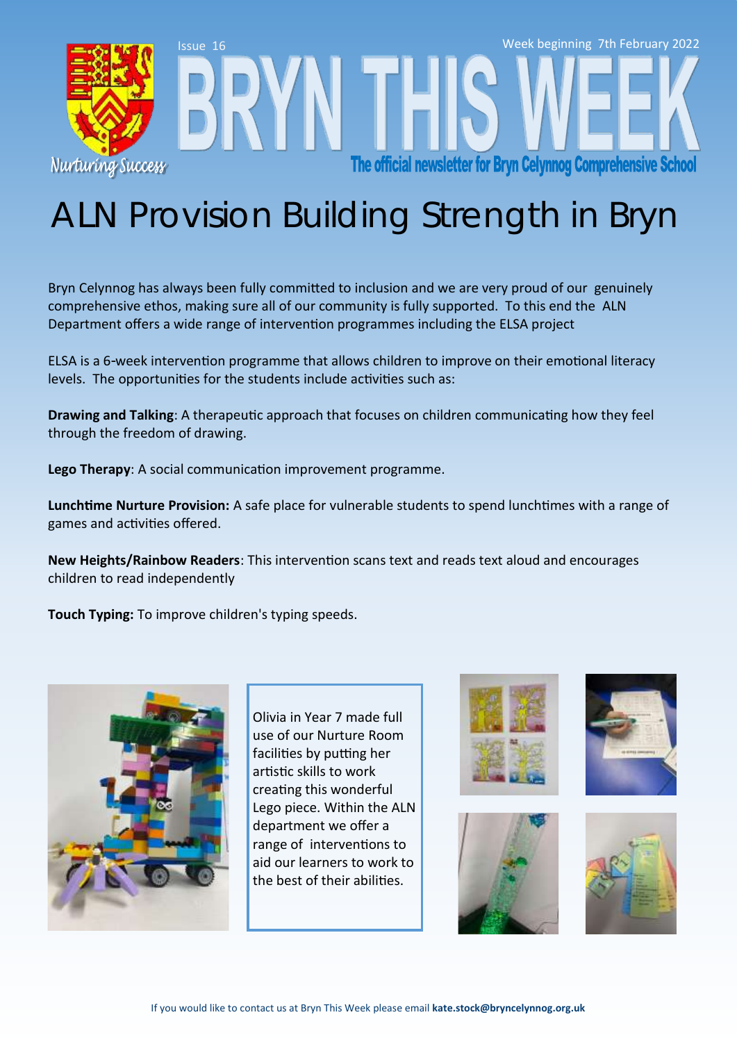# ALN Provision Building Strength in Bryn

Bryn Celynnog has always been fully committed to inclusion and we are very proud of our genuinely comprehensive ethos, making sure all of our community is fully supported. To this end the ALN Department offers a wide range of intervention programmes including the ELSA project

ELSA is a 6-week intervention programme that allows children to improve on their emotional literacy levels. The opportunities for the students include activities such as:

**Drawing and Talking**: A therapeutic approach that focuses on children communicating how they feel through the freedom of drawing.

**Lego Therapy**: A social communication improvement programme.

**Lunchtime Nurture Provision:** A safe place for vulnerable students to spend lunchtimes with a range of games and activities offered.

**New Heights/Rainbow Readers**: This intervention scans text and reads text aloud and encourages children to read independently

**Touch Typing:** To improve children's typing speeds.

Olivia in Year 7 made full use of our Nurture Room facilities by putting her artistic skills to work creating this wonderful Lego piece. Within the ALN department we offer a range of interventions to aid our learners to work to the best of their abilities.

If you would like to contact us at Bryn This Week please email **kate.stock@bryncelynnog.org.uk**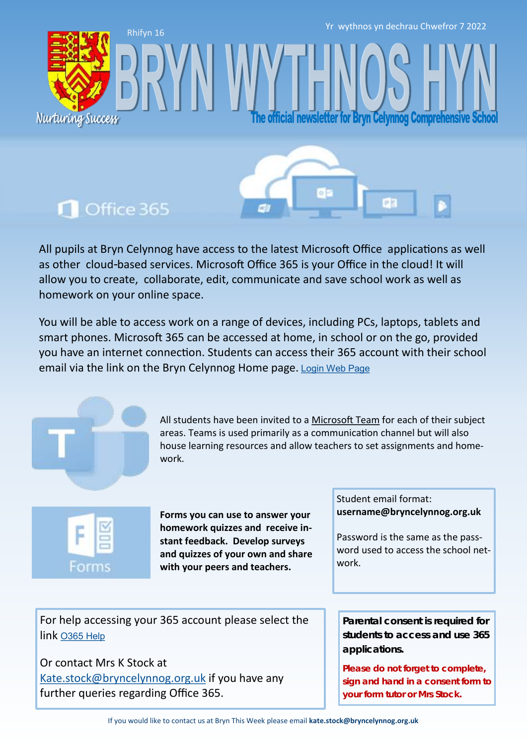Rhifyn 16

Yr wythnos yn dechrau Chwefror 7 2022

# BRYN WYTHNOS HYN

Nurturing Success

**The official newsletter for Bryn Celynnog Comprehensive School**

## Office 365

All pupils at Bryn Celynnog have access to the latest Microsoft Office applications as well as other cloud-based services. Microsoft Office 365 is your Office in the cloud! It will allow you to create, collaborate, edit, communicate and save school work as well as homework on your online space.

You will be able to access work on a range of devices, including PCs, laptops, tablets and smart phones. Microsoft 365 can be accessed at home, in school or on the go, provided you have an internet connection. Students can access their 365 account with their school email via the link on the Bryn Celynnog Home page. Login Web Page

All students have been invited to a Microsoft Team for each of their subject areas. Teams is used primarily as a communication channel but will also house learning resources and allow teachers to set assignments and homework.

Forms

**Forms you can use to answer your homework quizzes and receive instant feedback. Develop surveys and quizzes of your own and share with your peers and teachers.**

Student email format:
**username@bryncelynnog.org.uk**

Password is the same as the password used to access the school network.

For help accessing your 365 account please select the link O365 Help

Or contact Mrs K Stock at
Kate.stock@bryncelynnog.org.uk if you have any further queries regarding Office 365.

**Parental consent is required for students to access and use 365 applications.**

**Please do not forget to complete, sign and hand in a consent form to your form tutor or Mrs Stock.**

If you would like to contact us at Bryn This Week please email **kate.stock@bryncelynnog.org.uk**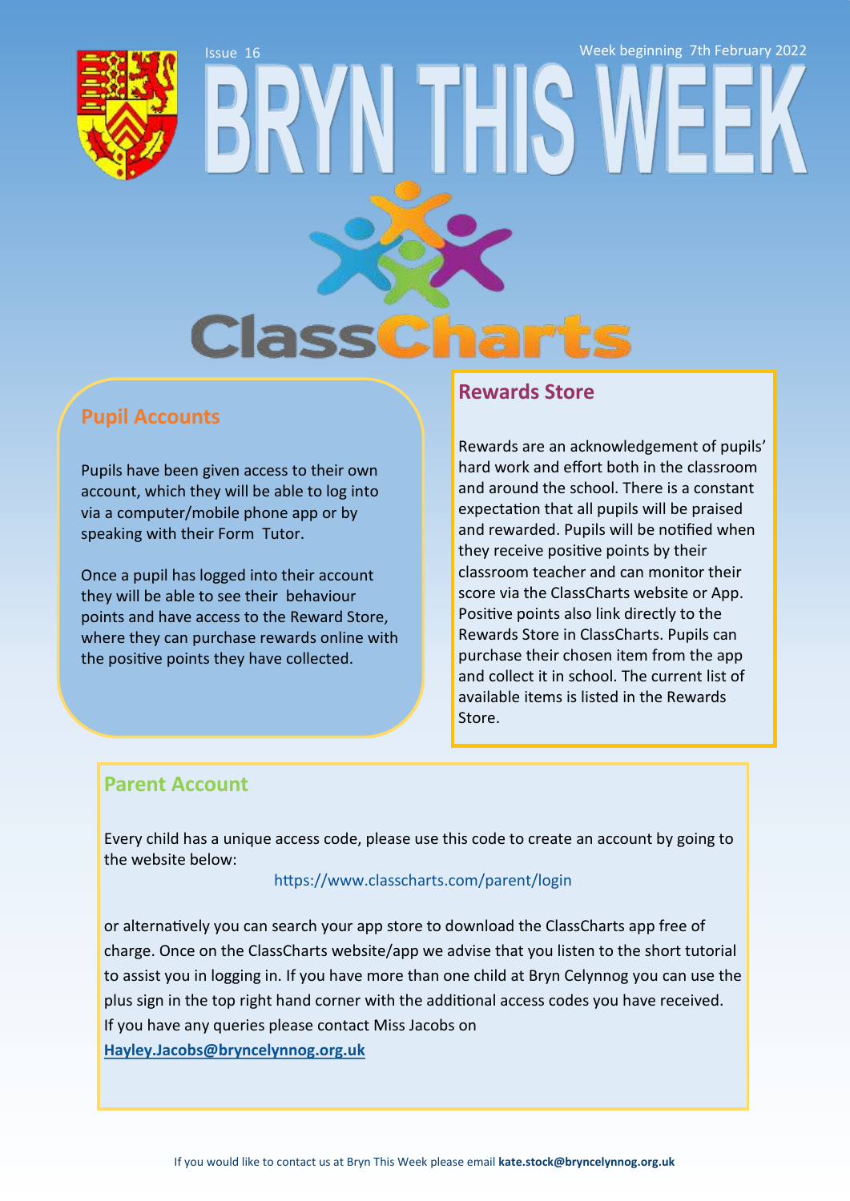Issue 16

Week beginning 7th February 2022

# BRYN THIS WEEK

## ClassCharts

## Pupil Accounts

Pupils have been given access to their own account, which they will be able to log into via a computer/mobile phone app or by speaking with their Form Tutor.

Once a pupil has logged into their account they will be able to see their behaviour points and have access to the Reward Store, where they can purchase rewards online with the positive points they have collected.

## Rewards Store

Rewards are an acknowledgement of pupils' hard work and effort both in the classroom and around the school. There is a constant expectation that all pupils will be praised and rewarded. Pupils will be notified when they receive positive points by their classroom teacher and can monitor their score via the ClassCharts website or App. Positive points also link directly to the Rewards Store in ClassCharts. Pupils can purchase their chosen item from the app and collect it in school. The current list of available items is listed in the Rewards Store.

## Parent Account

Every child has a unique access code, please use this code to create an account by going to the website below:

https://www.classcharts.com/parent/login

or alternatively you can search your app store to download the ClassCharts app free of charge. Once on the ClassCharts website/app we advise that you listen to the short tutorial to assist you in logging in. If you have more than one child at Bryn Celynnog you can use the plus sign in the top right hand corner with the additional access codes you have received. If you have any queries please contact Miss Jacobs on

**Hayley.Jacobs@bryncelynnog.org.uk**

If you would like to contact us at Bryn This Week please email **kate.stock@bryncelynnog.org.uk**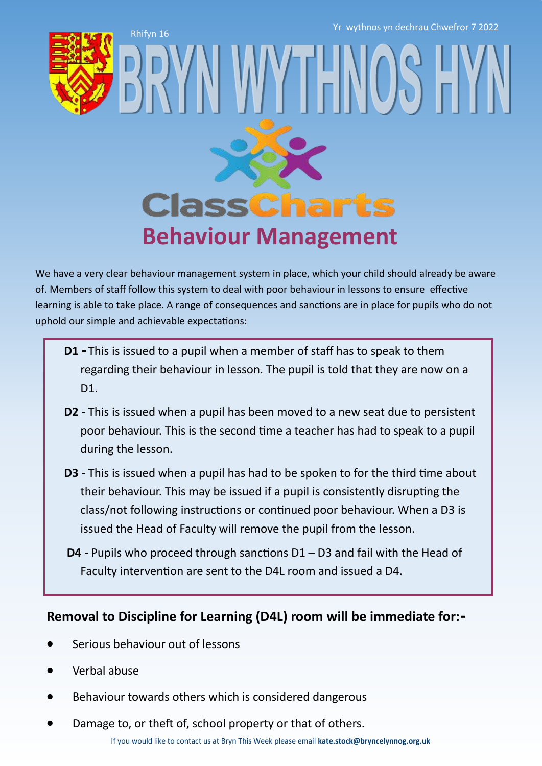Rhifyn 16

Yr wythnos yn dechrau Chwefror 7 2022

# BRYN WYTHNOS HYN

ClassCharts

## Behaviour Management

We have a very clear behaviour management system in place, which your child should already be aware of. Members of staff follow this system to deal with poor behaviour in lessons to ensure effective learning is able to take place. A range of consequences and sanctions are in place for pupils who do not uphold our simple and achievable expectations:

**D1 -** This is issued to a pupil when a member of staff has to speak to them regarding their behaviour in lesson. The pupil is told that they are now on a D1.

**D2** - This is issued when a pupil has been moved to a new seat due to persistent poor behaviour. This is the second time a teacher has had to speak to a pupil during the lesson.

**D3** - This is issued when a pupil has had to be spoken to for the third time about their behaviour. This may be issued if a pupil is consistently disrupting the class/not following instructions or continued poor behaviour. When a D3 is issued the Head of Faculty will remove the pupil from the lesson.

**D4** - Pupils who proceed through sanctions D1 – D3 and fail with the Head of Faculty intervention are sent to the D4L room and issued a D4.

### Removal to Discipline for Learning (D4L) room will be immediate for:-

- Serious behaviour out of lessons
- Verbal abuse
- Behaviour towards others which is considered dangerous
- Damage to, or theft of, school property or that of others.

If you would like to contact us at Bryn This Week please email **kate.stock@bryncelynnog.org.uk**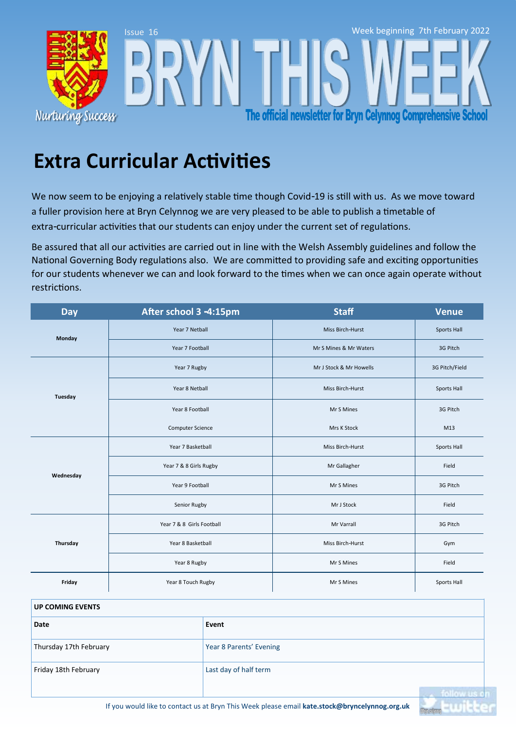Issue 16

Week beginning 7th February 2022

# BRYN THIS WEEK

The official newsletter for Bryn Celynnog Comprehensive School

Nurturing Success

## Extra Curricular Activities

We now seem to be enjoying a relatively stable time though Covid-19 is still with us. As we move toward a fuller provision here at Bryn Celynnog we are very pleased to be able to publish a timetable of extra-curricular activities that our students can enjoy under the current set of regulations.

Be assured that all our activities are carried out in line with the Welsh Assembly guidelines and follow the National Governing Body regulations also. We are committed to providing safe and exciting opportunities for our students whenever we can and look forward to the times when we can once again operate without restrictions.

| Day | After school 3 -4:15pm | Staff | Venue |
|---|---|---|---|
| Monday | Year 7 Netball | Miss Birch-Hurst | Sports Hall |
| | Year 7 Football | Mr S Mines & Mr Waters | 3G Pitch |
| Tuesday | Year 7 Rugby | Mr J Stock & Mr Howells | 3G Pitch/Field |
| | Year 8 Netball | Miss Birch-Hurst | Sports Hall |
| | Year 8 Football | Mr S Mines | 3G Pitch |
| | Computer Science | Mrs K Stock | M13 |
| Wednesday | Year 7 Basketball | Miss Birch-Hurst | Sports Hall |
| | Year 7 & 8 Girls Rugby | Mr Gallagher | Field |
| | Year 9 Football | Mr S Mines | 3G Pitch |
| | Senior Rugby | Mr J Stock | Field |
| Thursday | Year 7 & 8 Girls Football | Mr Varrall | 3G Pitch |
| | Year 8 Basketball | Miss Birch-Hurst | Gym |
| | Year 8 Rugby | Mr S Mines | Field |
| Friday | Year 8 Touch Rugby | Mr S Mines | Sports Hall |

| UP COMING EVENTS | |
|---|---|
| **Date** | **Event** |
| Thursday 17th February | Year 8 Parents' Evening |
| Friday 18th February | Last day of half term |

If you would like to contact us at Bryn This Week please email **kate.stock@bryncelynnog.org.uk**

follow us on twitter